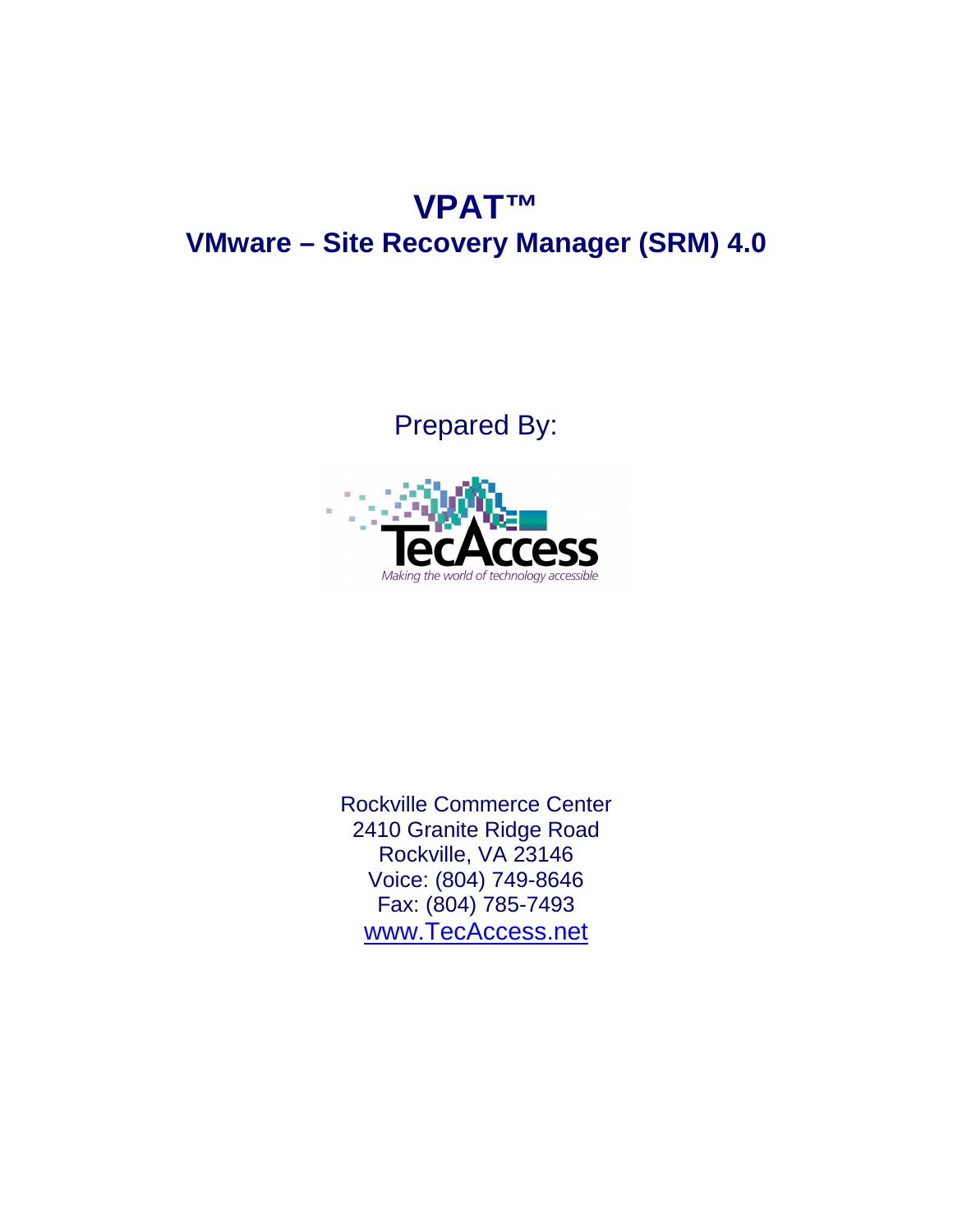# VPAT™

## VMware – Site Recovery Manager (SRM) 4.0

Prepared By:

TecAccess

*Making the world of technology accessible*

Rockville Commerce Center
2410 Granite Ridge Road
Rockville, VA 23146
Voice: (804) 749-8646
Fax: (804) 785-7493
[www.TecAccess.net](http://www.TecAccess.net)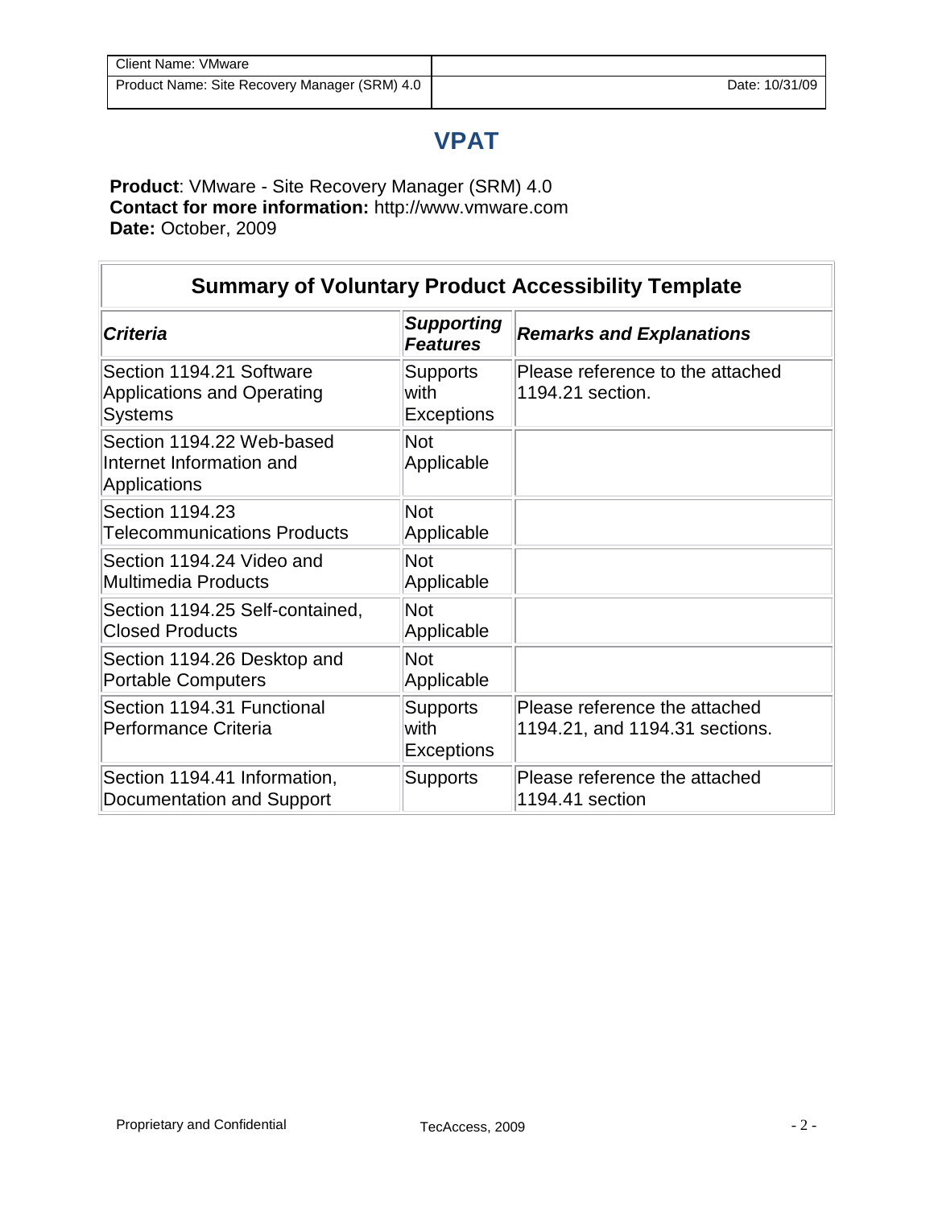| Client Name: VMware | |
|---|---|
| Product Name: Site Recovery Manager (SRM) 4.0 | Date: 10/31/09 |

# VPAT

**Product**: VMware - Site Recovery Manager (SRM) 4.0
**Contact for more information:** http://www.vmware.com
**Date:** October, 2009

## Summary of Voluntary Product Accessibility Template

| *Criteria* | *Supporting Features* | *Remarks and Explanations* |
|---|---|---|
| Section 1194.21 Software Applications and Operating Systems | Supports with Exceptions | Please reference to the attached 1194.21 section. |
| Section 1194.22 Web-based Internet Information and Applications | Not Applicable | |
| Section 1194.23 Telecommunications Products | Not Applicable | |
| Section 1194.24 Video and Multimedia Products | Not Applicable | |
| Section 1194.25 Self-contained, Closed Products | Not Applicable | |
| Section 1194.26 Desktop and Portable Computers | Not Applicable | |
| Section 1194.31 Functional Performance Criteria | Supports with Exceptions | Please reference the attached 1194.21, and 1194.31 sections. |
| Section 1194.41 Information, Documentation and Support | Supports | Please reference the attached 1194.41 section |

Proprietary and Confidential TecAccess, 2009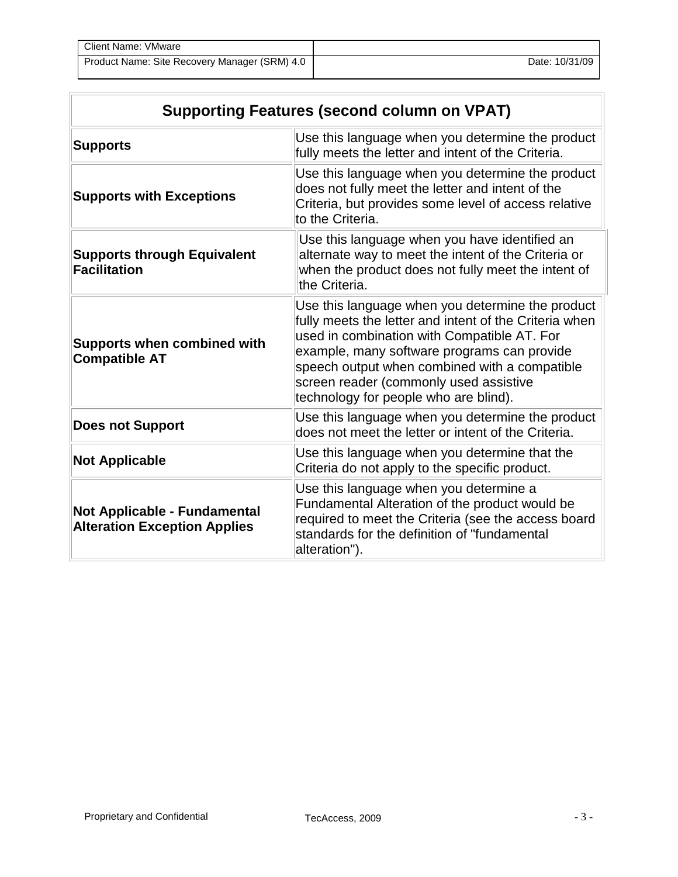| Supporting Features (second column on VPAT) | |
|---|---|
| **Supports** | Use this language when you determine the product fully meets the letter and intent of the Criteria. |
| **Supports with Exceptions** | Use this language when you determine the product does not fully meet the letter and intent of the Criteria, but provides some level of access relative to the Criteria. |
| **Supports through Equivalent Facilitation** | Use this language when you have identified an alternate way to meet the intent of the Criteria or when the product does not fully meet the intent of the Criteria. |
| **Supports when combined with Compatible AT** | Use this language when you determine the product fully meets the letter and intent of the Criteria when used in combination with Compatible AT. For example, many software programs can provide speech output when combined with a compatible screen reader (commonly used assistive technology for people who are blind). |
| **Does not Support** | Use this language when you determine the product does not meet the letter or intent of the Criteria. |
| **Not Applicable** | Use this language when you determine that the Criteria do not apply to the specific product. |
| **Not Applicable - Fundamental Alteration Exception Applies** | Use this language when you determine a Fundamental Alteration of the product would be required to meet the Criteria (see the access board standards for the definition of "fundamental alteration"). |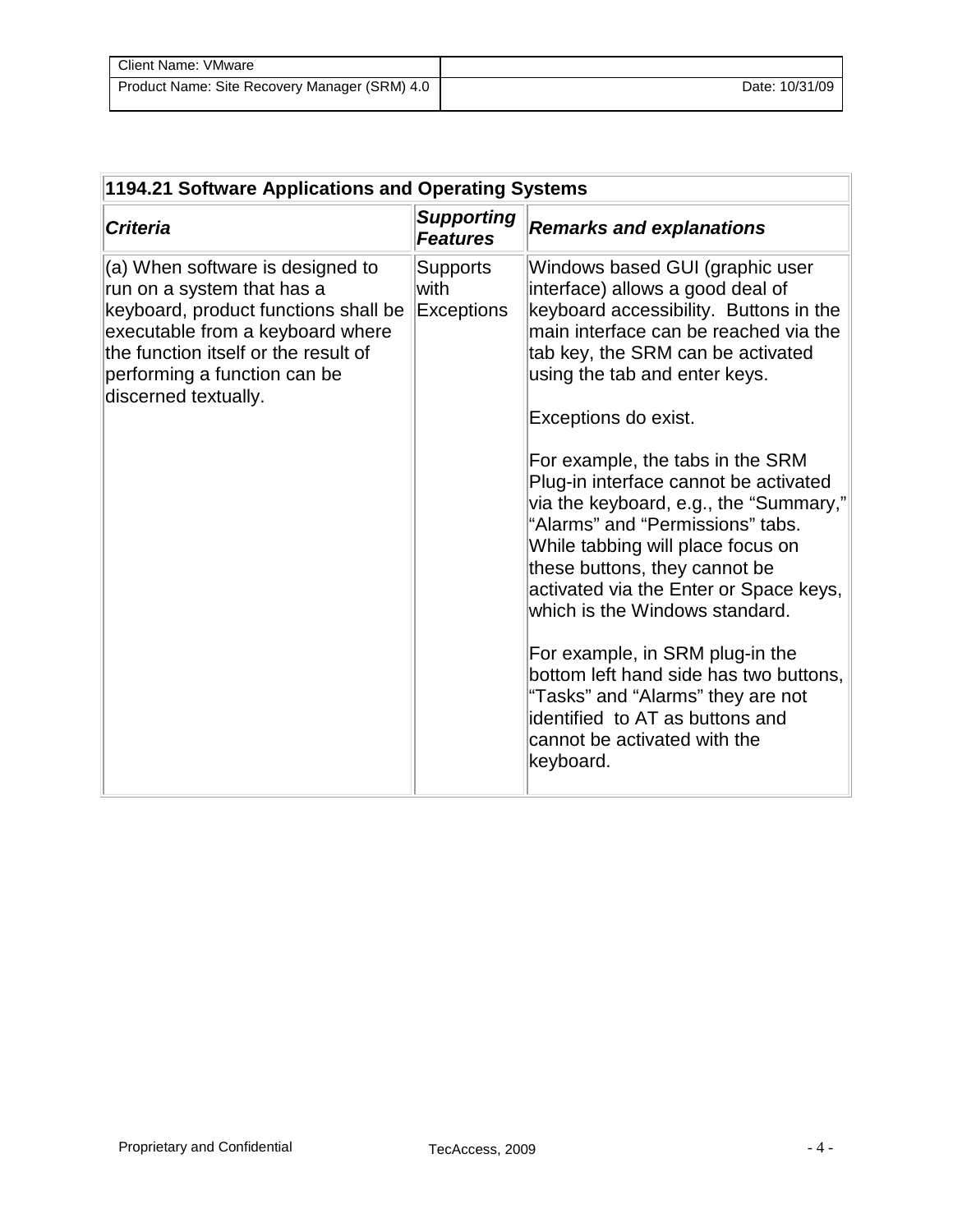| 1194.21 Software Applications and Operating Systems | | |
|---|---|---|
| ***Criteria*** | ***Supporting Features*** | ***Remarks and explanations*** |
| (a) When software is designed to run on a system that has a keyboard, product functions shall be executable from a keyboard where the function itself or the result of performing a function can be discerned textually. | Supports with Exceptions | Windows based GUI (graphic user interface) allows a good deal of keyboard accessibility. Buttons in the main interface can be reached via the tab key, the SRM can be activated using the tab and enter keys.<br><br>Exceptions do exist.<br><br>For example, the tabs in the SRM Plug-in interface cannot be activated via the keyboard, e.g., the "Summary," "Alarms" and "Permissions" tabs. While tabbing will place focus on these buttons, they cannot be activated via the Enter or Space keys, which is the Windows standard.<br><br>For example, in SRM plug-in the bottom left hand side has two buttons, "Tasks" and "Alarms" they are not identified to AT as buttons and cannot be activated with the keyboard. |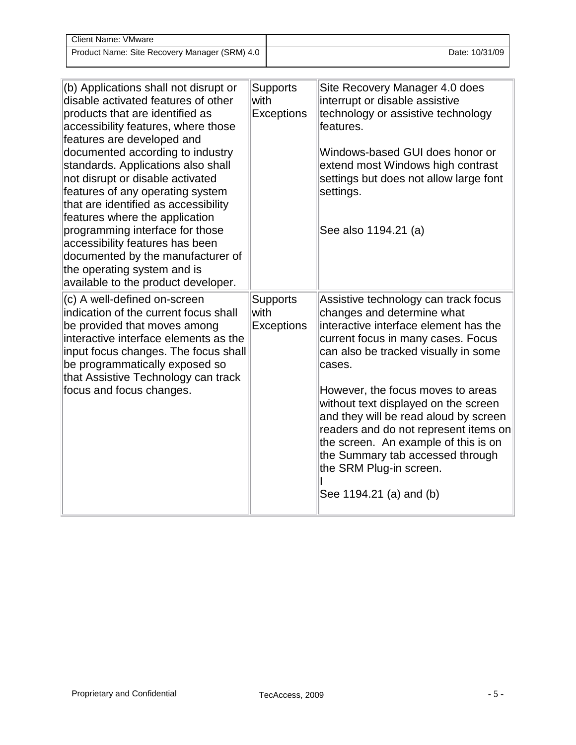| | | |
|---|---|---|
| (b) Applications shall not disrupt or disable activated features of other products that are identified as accessibility features, where those features are developed and documented according to industry standards. Applications also shall not disrupt or disable activated features of any operating system that are identified as accessibility features where the application programming interface for those accessibility features has been documented by the manufacturer of the operating system and is available to the product developer. | Supports with Exceptions | Site Recovery Manager 4.0 does interrupt or disable assistive technology or assistive technology features.<br><br>Windows-based GUI does honor or extend most Windows high contrast settings but does not allow large font settings.<br><br>See also 1194.21 (a) |
| (c) A well-defined on-screen indication of the current focus shall be provided that moves among interactive interface elements as the input focus changes. The focus shall be programmatically exposed so that Assistive Technology can track focus and focus changes. | Supports with Exceptions | Assistive technology can track focus changes and determine what interactive interface element has the current focus in many cases. Focus can also be tracked visually in some cases.<br><br>However, the focus moves to areas without text displayed on the screen and they will be read aloud by screen readers and do not represent items on the screen. An example of this is on the Summary tab accessed through the SRM Plug-in screen.<br>I<br>See 1194.21 (a) and (b) |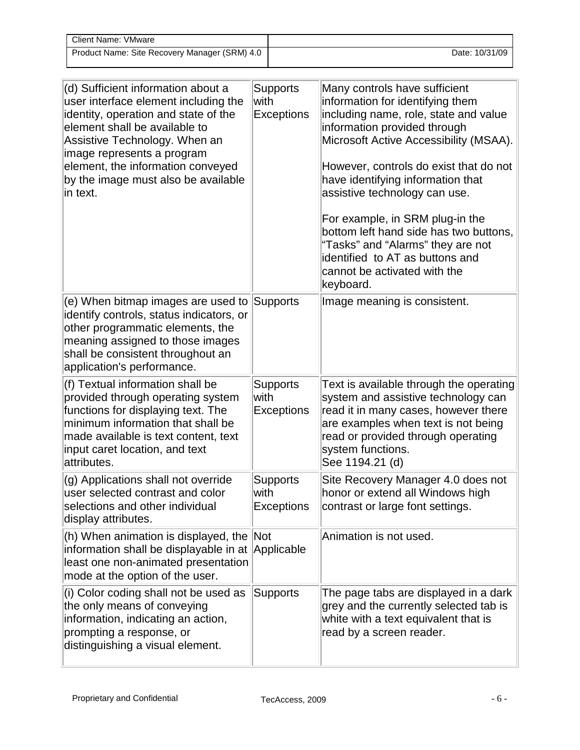| (d) Sufficient information about a user interface element including the identity, operation and state of the element shall be available to Assistive Technology. When an image represents a program element, the information conveyed by the image must also be available in text. | Supports with Exceptions | Many controls have sufficient information for identifying them including name, role, state and value information provided through Microsoft Active Accessibility (MSAA).<br><br>However, controls do exist that do not have identifying information that assistive technology can use.<br><br>For example, in SRM plug-in the bottom left hand side has two buttons, "Tasks" and "Alarms" they are not identified to AT as buttons and cannot be activated with the keyboard. |
|---|---|---|
| (e) When bitmap images are used to identify controls, status indicators, or other programmatic elements, the meaning assigned to those images shall be consistent throughout an application's performance. | Supports | Image meaning is consistent. |
| (f) Textual information shall be provided through operating system functions for displaying text. The minimum information that shall be made available is text content, text input caret location, and text attributes. | Supports with Exceptions | Text is available through the operating system and assistive technology can read it in many cases, however there are examples when text is not being read or provided through operating system functions.<br>See 1194.21 (d) |
| (g) Applications shall not override user selected contrast and color selections and other individual display attributes. | Supports with Exceptions | Site Recovery Manager 4.0 does not honor or extend all Windows high contrast or large font settings. |
| (h) When animation is displayed, the information shall be displayable in at least one non-animated presentation mode at the option of the user. | Not Applicable | Animation is not used. |
| (i) Color coding shall not be used as the only means of conveying information, indicating an action, prompting a response, or distinguishing a visual element. | Supports | The page tabs are displayed in a dark grey and the currently selected tab is white with a text equivalent that is read by a screen reader. |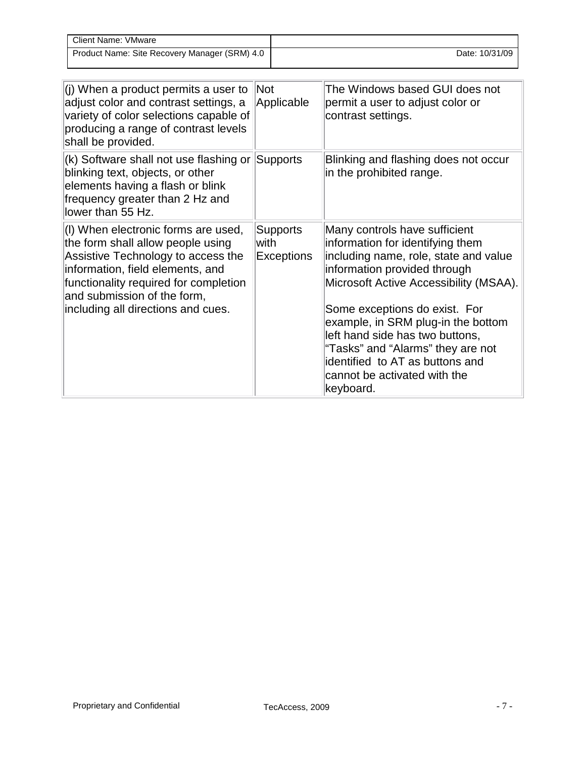| | | |
|---|---|---|
| (j) When a product permits a user to adjust color and contrast settings, a variety of color selections capable of producing a range of contrast levels shall be provided. | Not Applicable | The Windows based GUI does not permit a user to adjust color or contrast settings. |
| (k) Software shall not use flashing or blinking text, objects, or other elements having a flash or blink frequency greater than 2 Hz and lower than 55 Hz. | Supports | Blinking and flashing does not occur in the prohibited range. |
| (l) When electronic forms are used, the form shall allow people using Assistive Technology to access the information, field elements, and functionality required for completion and submission of the form, including all directions and cues. | Supports with Exceptions | Many controls have sufficient information for identifying them including name, role, state and value information provided through Microsoft Active Accessibility (MSAA).<br><br>Some exceptions do exist. For example, in SRM plug-in the bottom left hand side has two buttons, “Tasks” and “Alarms” they are not identified to AT as buttons and cannot be activated with the keyboard. |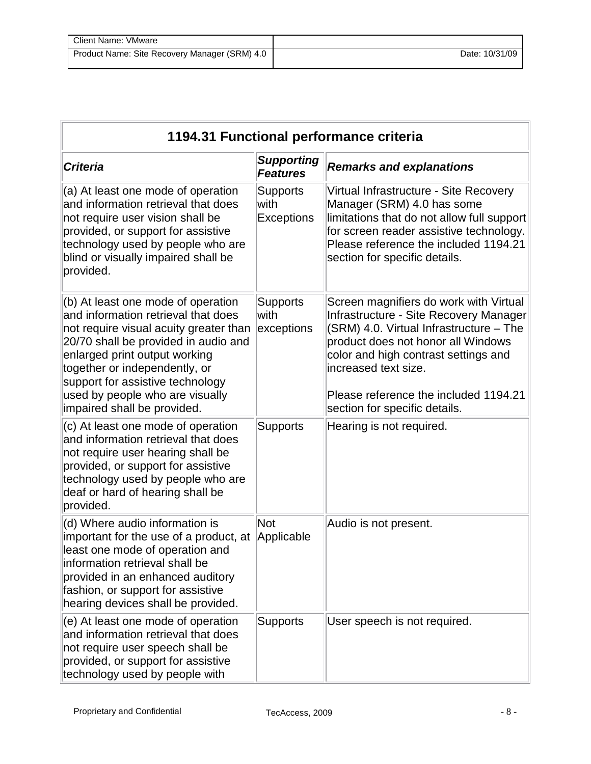| 1194.31 Functional performance criteria | | |
|---|---|---|
| ***Criteria*** | ***Supporting Features*** | ***Remarks and explanations*** |
| (a) At least one mode of operation and information retrieval that does not require user vision shall be provided, or support for assistive technology used by people who are blind or visually impaired shall be provided. | Supports with Exceptions | Virtual Infrastructure - Site Recovery Manager (SRM) 4.0 has some limitations that do not allow full support for screen reader assistive technology. Please reference the included 1194.21 section for specific details. |
| (b) At least one mode of operation and information retrieval that does not require visual acuity greater than 20/70 shall be provided in audio and enlarged print output working together or independently, or support for assistive technology used by people who are visually impaired shall be provided. | Supports with exceptions | Screen magnifiers do work with Virtual Infrastructure - Site Recovery Manager (SRM) 4.0. Virtual Infrastructure – The product does not honor all Windows color and high contrast settings and increased text size.<br><br>Please reference the included 1194.21 section for specific details. |
| (c) At least one mode of operation and information retrieval that does not require user hearing shall be provided, or support for assistive technology used by people who are deaf or hard of hearing shall be provided. | Supports | Hearing is not required. |
| (d) Where audio information is important for the use of a product, at least one mode of operation and information retrieval shall be provided in an enhanced auditory fashion, or support for assistive hearing devices shall be provided. | Not Applicable | Audio is not present. |
| (e) At least one mode of operation and information retrieval that does not require user speech shall be provided, or support for assistive technology used by people with | Supports | User speech is not required. |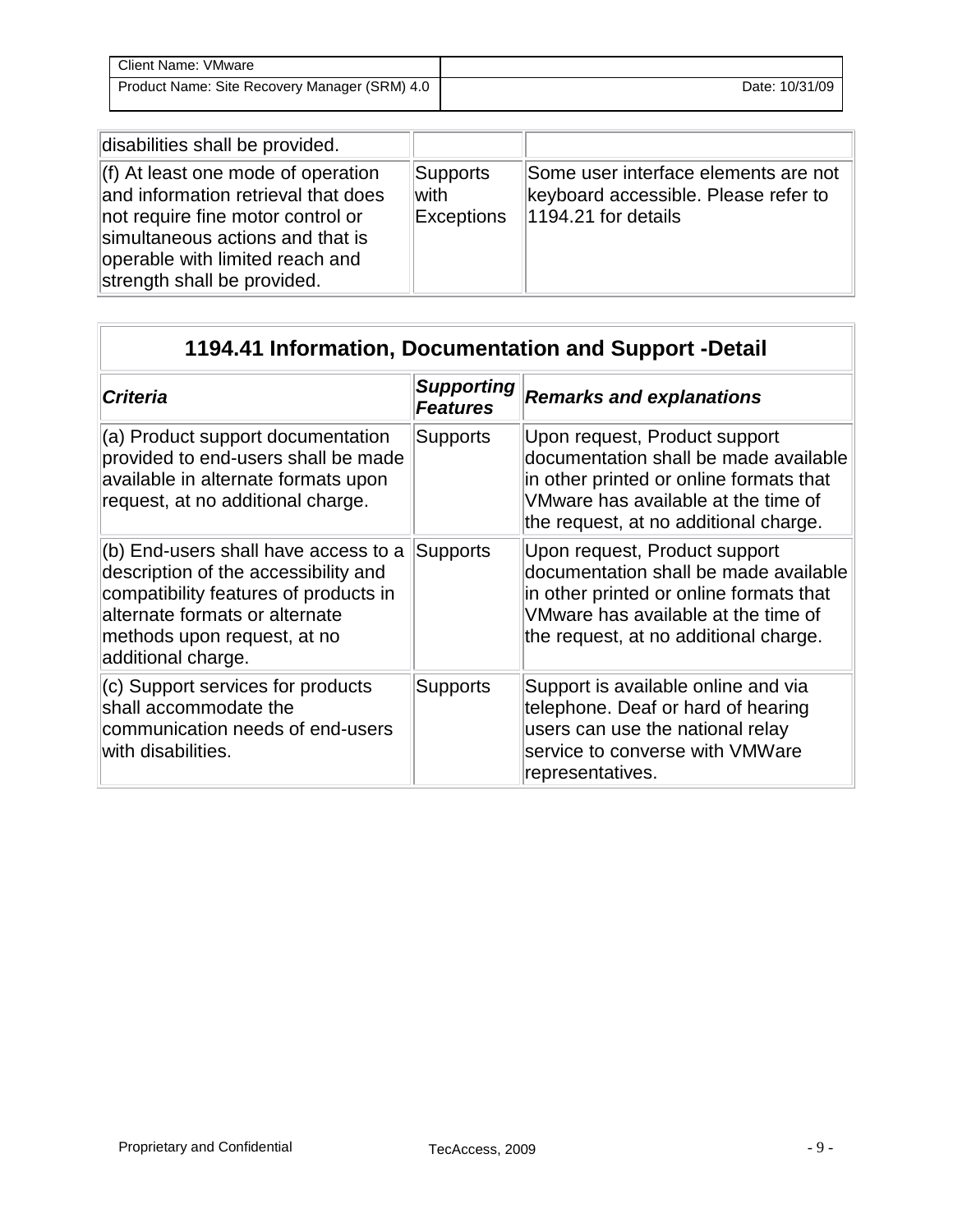| | | |
|---|---|---|
| disabilities shall be provided. | | |
| (f) At least one mode of operation and information retrieval that does not require fine motor control or simultaneous actions and that is operable with limited reach and strength shall be provided. | Supports with Exceptions | Some user interface elements are not keyboard accessible. Please refer to 1194.21 for details |

| 1194.41 Information, Documentation and Support -Detail | | |
|---|---|---|
| ***Criteria*** | ***Supporting Features*** | ***Remarks and explanations*** |
| (a) Product support documentation provided to end-users shall be made available in alternate formats upon request, at no additional charge. | Supports | Upon request, Product support documentation shall be made available in other printed or online formats that VMware has available at the time of the request, at no additional charge. |
| (b) End-users shall have access to a description of the accessibility and compatibility features of products in alternate formats or alternate methods upon request, at no additional charge. | Supports | Upon request, Product support documentation shall be made available in other printed or online formats that VMware has available at the time of the request, at no additional charge. |
| (c) Support services for products shall accommodate the communication needs of end-users with disabilities. | Supports | Support is available online and via telephone. Deaf or hard of hearing users can use the national relay service to converse with VMWare representatives. |